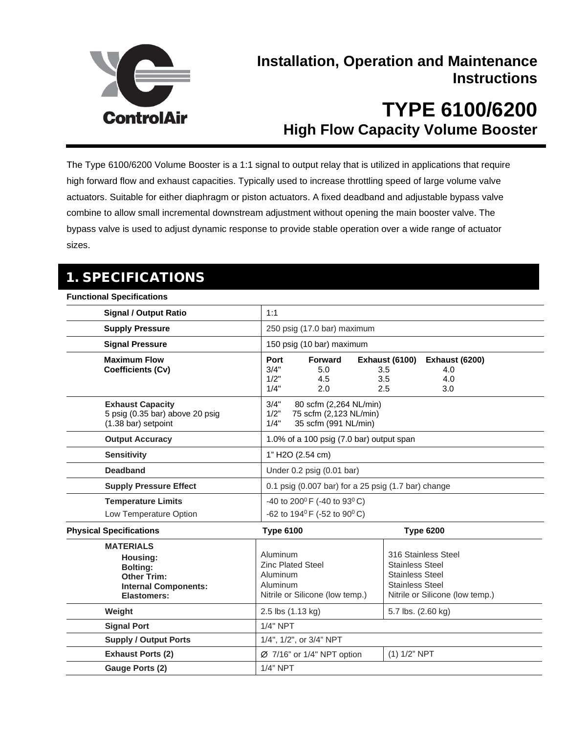ControlAir

# Installation, Operation and Maintenance Instructions

# TYPE 6100/6200

## High Flow Capacity Volume Booster

The Type 6100/6200 Volume Booster is a 1:1 signal to output relay that is utilized in applications that require high forward flow and exhaust capacities. Typically used to increase throttling speed of large volume valve actuators. Suitable for either diaphragm or piston actuators. A fixed deadband and adjustable bypass valve combine to allow small incremental downstream adjustment without opening the main booster valve. The bypass valve is used to adjust dynamic response to provide stable operation over a wide range of actuator sizes.

## 1. SPECIFICATIONS

**Functional Specifications**

| | |
|---|---|
| **Signal / Output Ratio** | 1:1 |
| **Supply Pressure** | 250 psig (17.0 bar) maximum |
| **Signal Pressure** | 150 psig (10 bar) maximum |
| **Maximum Flow Coefficients (Cv)** | **Port / Forward / Exhaust (6100) / Exhaust (6200)**<br>3/4" 5.0 3.5 4.0<br>1/2" 4.5 3.5 4.0<br>1/4" 2.0 2.5 3.0 |
| **Exhaust Capacity**<br>5 psig (0.35 bar) above 20 psig (1.38 bar) setpoint | 3/4" 80 scfm (2,264 NL/min)<br>1/2" 75 scfm (2,123 NL/min)<br>1/4" 35 scfm (991 NL/min) |
| **Output Accuracy** | 1.0% of a 100 psig (7.0 bar) output span |
| **Sensitivity** | 1" H2O (2.54 cm) |
| **Deadband** | Under 0.2 psig (0.01 bar) |
| **Supply Pressure Effect** | 0.1 psig (0.007 bar) for a 25 psig (1.7 bar) change |
| **Temperature Limits**<br>Low Temperature Option | -40 to 200$^0$ F (-40 to 93$^0$ C)<br>-62 to 194$^0$ F (-52 to 90$^0$ C) |

| **Physical Specifications** | **Type 6100** | **Type 6200** |
|---|---|---|
| **MATERIALS** | | |
| **Housing:** | Aluminum | 316 Stainless Steel |
| **Bolting:** | Zinc Plated Steel | Stainless Steel |
| **Other Trim:** | Aluminum | Stainless Steel |
| **Internal Components:** | Aluminum | Stainless Steel |
| **Elastomers:** | Nitrile or Silicone (low temp.) | Nitrile or Silicone (low temp.) |
| **Weight** | 2.5 lbs (1.13 kg) | 5.7 lbs. (2.60 kg) |
| **Signal Port** | 1/4" NPT | |
| **Supply / Output Ports** | 1/4", 1/2", or 3/4" NPT | |
| **Exhaust Ports (2)** | Ø 7/16" or 1/4" NPT option | (1) 1/2" NPT |
| **Gauge Ports (2)** | 1/4" NPT | |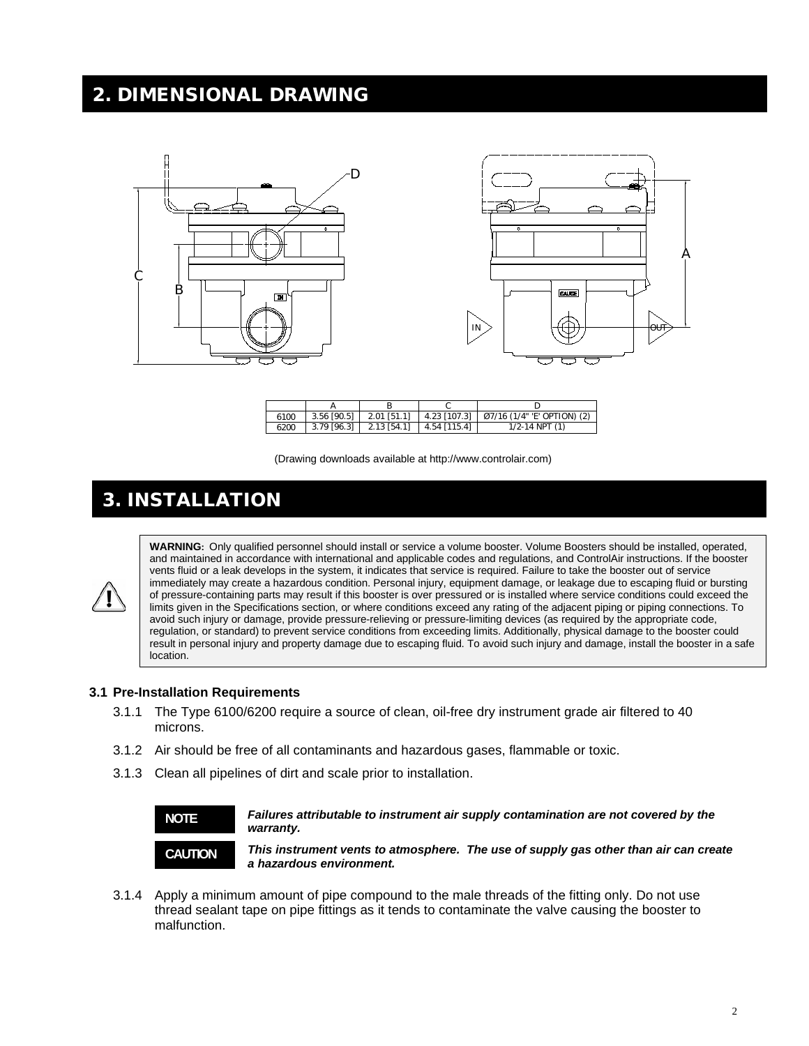## 2. DIMENSIONAL DRAWING

|  | A | B | C | D |
|---|---|---|---|---|
| 6100 | 3.56 [90.5] | 2.01 [51.1] | 4.23 [107.3] | Ø7/16 (1/4" 'E' OPTION) (2) |
| 6200 | 3.79 [96.3] | 2.13 [54.1] | 4.54 [115.4] | 1/2-14 NPT (1) |

(Drawing downloads available at http://www.controlair.com)

## 3. INSTALLATION

**WARNING:** Only qualified personnel should install or service a volume booster. Volume Boosters should be installed, operated, and maintained in accordance with international and applicable codes and regulations, and ControlAir instructions. If the booster vents fluid or a leak develops in the system, it indicates that service is required. Failure to take the booster out of service immediately may create a hazardous condition. Personal injury, equipment damage, or leakage due to escaping fluid or bursting of pressure-containing parts may result if this booster is over pressured or is installed where service conditions could exceed the limits given in the Specifications section, or where conditions exceed any rating of the adjacent piping or piping connections. To avoid such injury or damage, provide pressure-relieving or pressure-limiting devices (as required by the appropriate code, regulation, or standard) to prevent service conditions from exceeding limits. Additionally, physical damage to the booster could result in personal injury and property damage due to escaping fluid. To avoid such injury and damage, install the booster in a safe location.

### 3.1 Pre-Installation Requirements

3.1.1 The Type 6100/6200 require a source of clean, oil-free dry instrument grade air filtered to 40 microns.

3.1.2 Air should be free of all contaminants and hazardous gases, flammable or toxic.

3.1.3 Clean all pipelines of dirt and scale prior to installation.

**NOTE** ***Failures attributable to instrument air supply contamination are not covered by the warranty.***

**CAUTION** ***This instrument vents to atmosphere. The use of supply gas other than air can create a hazardous environment.***

3.1.4 Apply a minimum amount of pipe compound to the male threads of the fitting only. Do not use thread sealant tape on pipe fittings as it tends to contaminate the valve causing the booster to malfunction.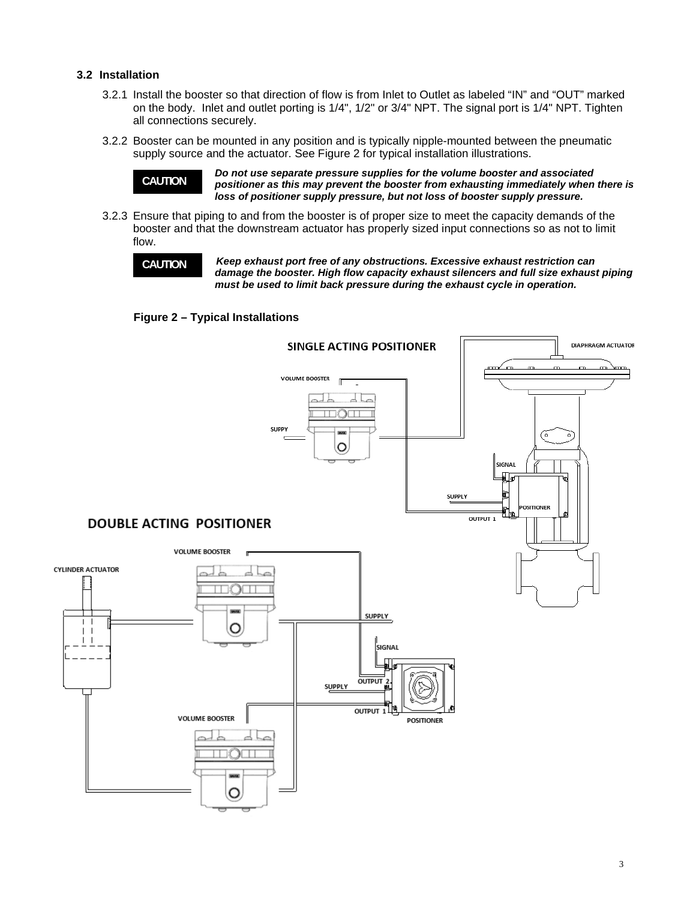### 3.2 Installation

3.2.1 Install the booster so that direction of flow is from Inlet to Outlet as labeled “IN” and “OUT” marked on the body. Inlet and outlet porting is 1/4", 1/2" or 3/4" NPT. The signal port is 1/4" NPT. Tighten all connections securely.

3.2.2 Booster can be mounted in any position and is typically nipple-mounted between the pneumatic supply source and the actuator. See Figure 2 for typical installation illustrations.

**CAUTION** ***Do not use separate pressure supplies for the volume booster and associated positioner as this may prevent the booster from exhausting immediately when there is loss of positioner supply pressure, but not loss of booster supply pressure.***

3.2.3 Ensure that piping to and from the booster is of proper size to meet the capacity demands of the booster and that the downstream actuator has properly sized input connections so as not to limit flow.

**CAUTION** ***Keep exhaust port free of any obstructions. Excessive exhaust restriction can damage the booster. High flow capacity exhaust silencers and full size exhaust piping must be used to limit back pressure during the exhaust cycle in operation.***

**Figure 2 – Typical Installations**

SINGLE ACTING POSITIONER

VOLUME BOOSTER, SUPPY, DIAPHRAGM ACTUATOR, SIGNAL, SUPPLY, POSITIONER, OUTPUT 1

DOUBLE ACTING POSITIONER

VOLUME BOOSTER, CYLINDER ACTUATOR, SUPPLY, SIGNAL, OUTPUT 2, SUPPLY, OUTPUT 1, POSITIONER, VOLUME BOOSTER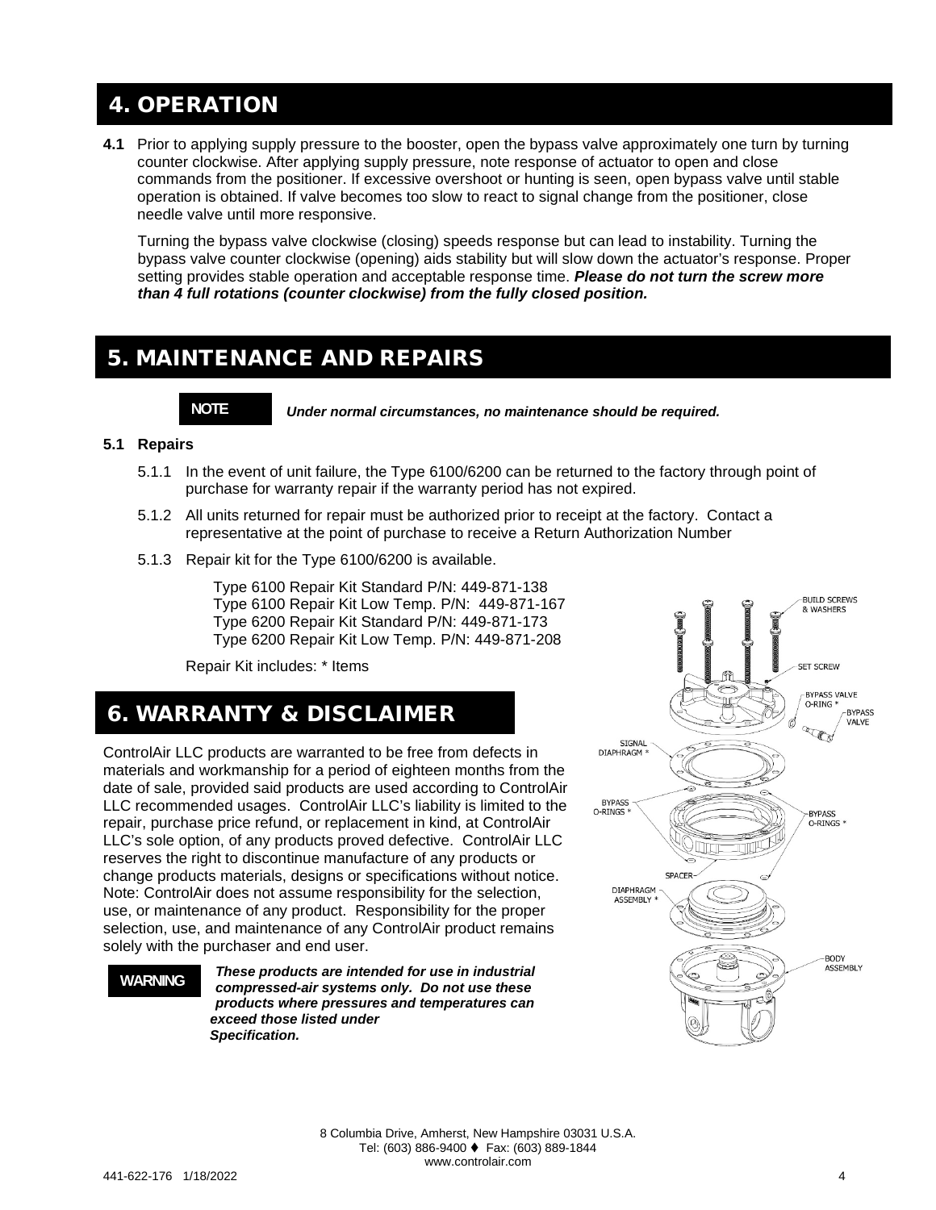## 4. OPERATION

**4.1** Prior to applying supply pressure to the booster, open the bypass valve approximately one turn by turning counter clockwise. After applying supply pressure, note response of actuator to open and close commands from the positioner. If excessive overshoot or hunting is seen, open bypass valve until stable operation is obtained. If valve becomes too slow to react to signal change from the positioner, close needle valve until more responsive.

Turning the bypass valve clockwise (closing) speeds response but can lead to instability. Turning the bypass valve counter clockwise (opening) aids stability but will slow down the actuator's response. Proper setting provides stable operation and acceptable response time. ***Please do not turn the screw more than 4 full rotations (counter clockwise) from the fully closed position.***

## 5. MAINTENANCE AND REPAIRS

**NOTE** ***Under normal circumstances, no maintenance should be required.***

**5.1 Repairs**

5.1.1 In the event of unit failure, the Type 6100/6200 can be returned to the factory through point of purchase for warranty repair if the warranty period has not expired.

5.1.2 All units returned for repair must be authorized prior to receipt at the factory. Contact a representative at the point of purchase to receive a Return Authorization Number

5.1.3 Repair kit for the Type 6100/6200 is available.

Type 6100 Repair Kit Standard P/N: 449-871-138
Type 6100 Repair Kit Low Temp. P/N: 449-871-167
Type 6200 Repair Kit Standard P/N: 449-871-173
Type 6200 Repair Kit Low Temp. P/N: 449-871-208

Repair Kit includes: * Items

BUILD SCREWS & WASHERS
SET SCREW
BYPASS VALVE O-RING *
BYPASS VALVE
SIGNAL DIAPHRAGM *
BYPASS O-RINGS *
BYPASS O-RINGS *
SPACER
DIAPHRAGM ASSEMBLY *
BODY ASSEMBLY

## 6. WARRANTY & DISCLAIMER

ControlAir LLC products are warranted to be free from defects in materials and workmanship for a period of eighteen months from the date of sale, provided said products are used according to ControlAir LLC recommended usages. ControlAir LLC's liability is limited to the repair, purchase price refund, or replacement in kind, at ControlAir LLC's sole option, of any products proved defective. ControlAir LLC reserves the right to discontinue manufacture of any products or change products materials, designs or specifications without notice. Note: ControlAir does not assume responsibility for the selection, use, or maintenance of any product. Responsibility for the proper selection, use, and maintenance of any ControlAir product remains solely with the purchaser and end user.

**WARNING** ***These products are intended for use in industrial compressed-air systems only. Do not use these products where pressures and temperatures can exceed those listed under Specification.***

8 Columbia Drive, Amherst, New Hampshire 03031 U.S.A.
Tel: (603) 886-9400 ♦ Fax: (603) 889-1844
www.controlair.com

441-622-176 1/18/2022